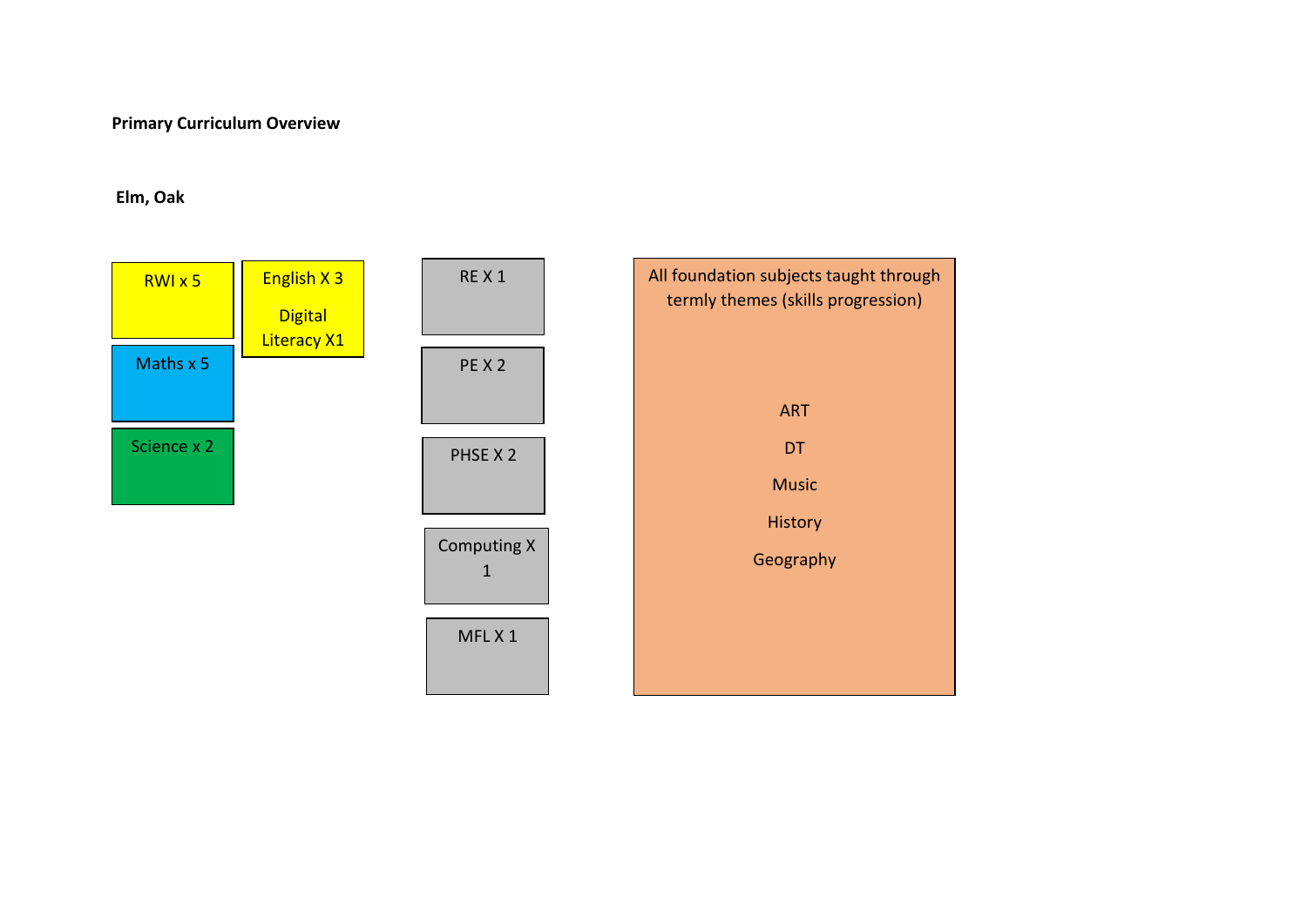**Primary Curriculum Overview**

**Elm, Oak**

RWI x 5

English X 3

Digital Literacy X1

Maths x 5

Science x 2

RE X 1

PE X 2

PHSE X 2

Computing X 1

MFL X 1

All foundation subjects taught through termly themes (skills progression)

ART

DT

Music

History

Geography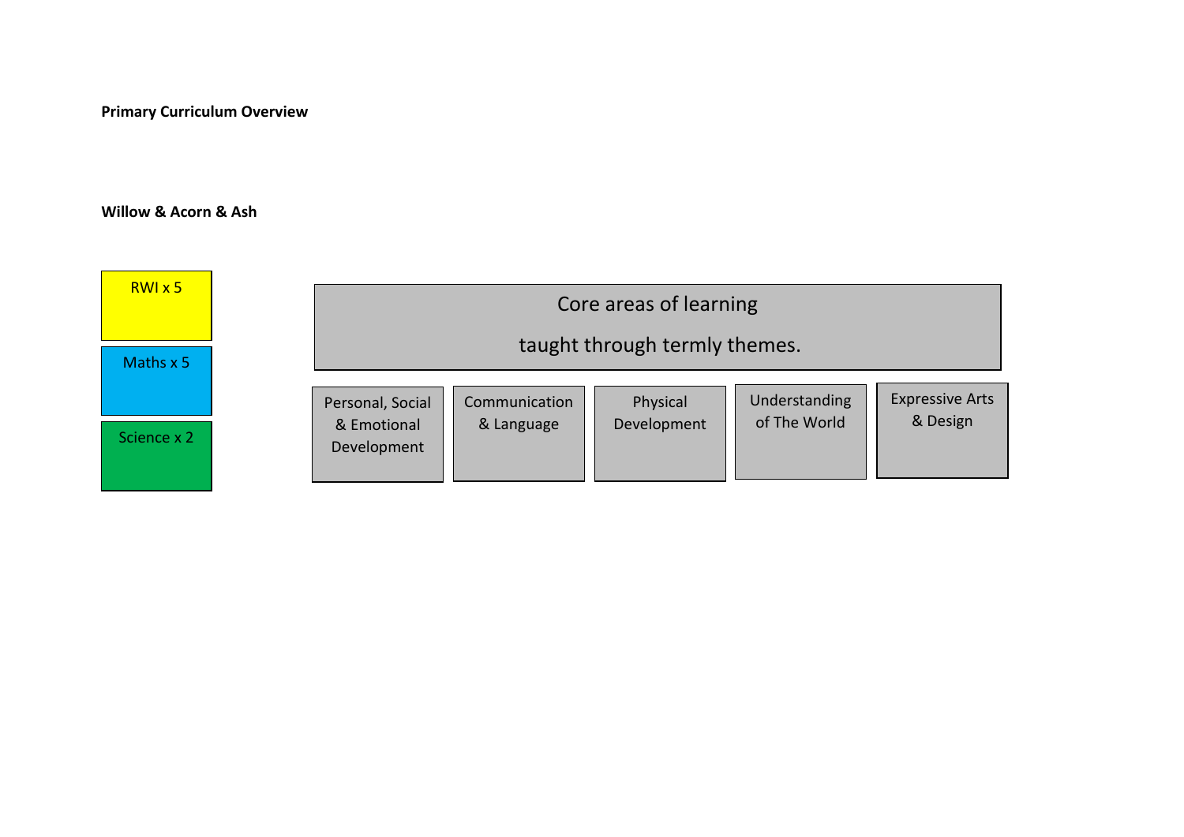**Primary Curriculum Overview**

**Willow & Acorn & Ash**

- RWI x 5
- Maths x 5
- Science x 2

Core areas of learning

taught through termly themes.

| Personal, Social & Emotional Development | Communication & Language | Physical Development | Understanding of The World | Expressive Arts & Design |
|---|---|---|---|---|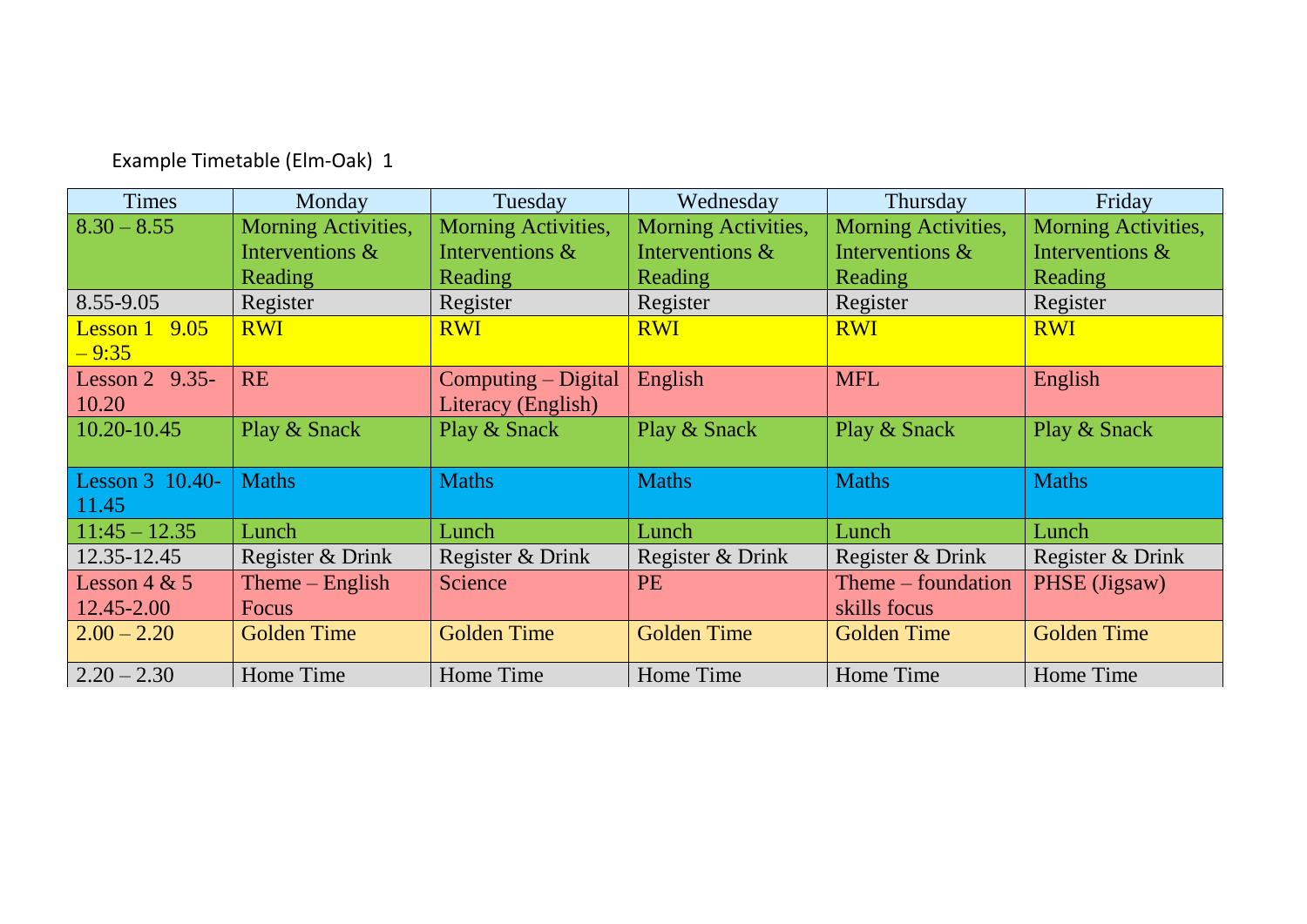Example Timetable (Elm-Oak) 1

| Times | Monday | Tuesday | Wednesday | Thursday | Friday |
|---|---|---|---|---|---|
| 8.30 – 8.55 | Morning Activities, Interventions & Reading | Morning Activities, Interventions & Reading | Morning Activities, Interventions & Reading | Morning Activities, Interventions & Reading | Morning Activities, Interventions & Reading |
| 8.55-9.05 | Register | Register | Register | Register | Register |
| Lesson 1 9.05 – 9:35 | RWI | RWI | RWI | RWI | RWI |
| Lesson 2 9.35-10.20 | RE | Computing – Digital Literacy (English) | English | MFL | English |
| 10.20-10.45 | Play & Snack | Play & Snack | Play & Snack | Play & Snack | Play & Snack |
| Lesson 3 10.40-11.45 | Maths | Maths | Maths | Maths | Maths |
| 11:45 – 12.35 | Lunch | Lunch | Lunch | Lunch | Lunch |
| 12.35-12.45 | Register & Drink | Register & Drink | Register & Drink | Register & Drink | Register & Drink |
| Lesson 4 & 5 12.45-2.00 | Theme – English Focus | Science | PE | Theme – foundation skills focus | PHSE (Jigsaw) |
| 2.00 – 2.20 | Golden Time | Golden Time | Golden Time | Golden Time | Golden Time |
| 2.20 – 2.30 | Home Time | Home Time | Home Time | Home Time | Home Time |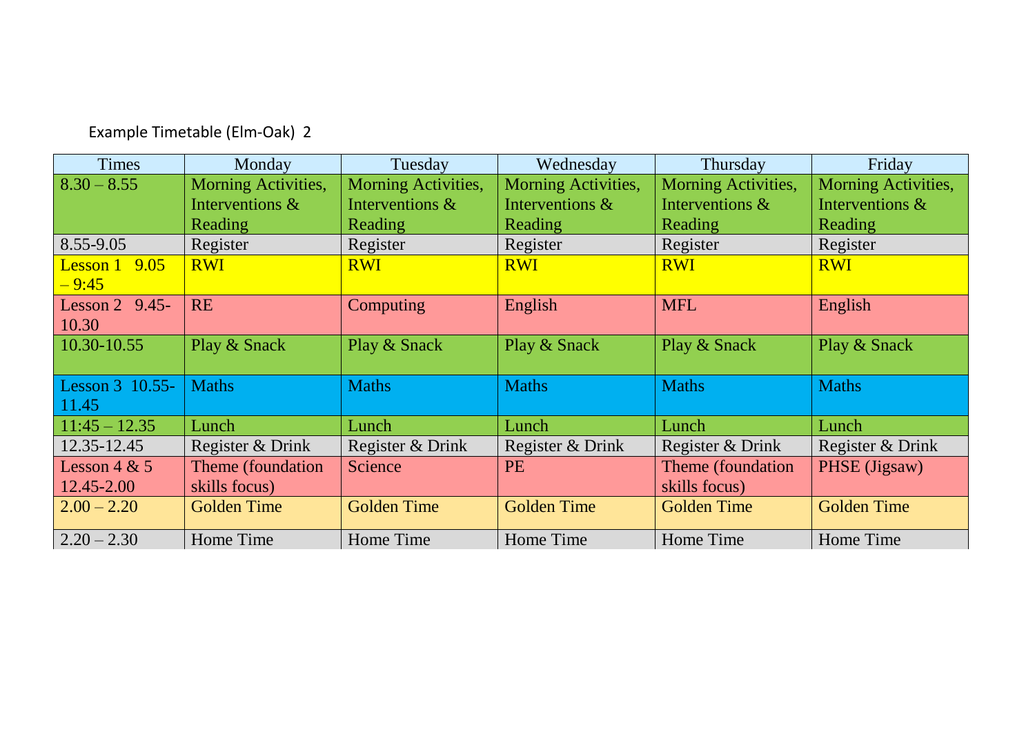Example Timetable (Elm-Oak) 2

| Times | Monday | Tuesday | Wednesday | Thursday | Friday |
|---|---|---|---|---|---|
| 8.30 – 8.55 | Morning Activities, Interventions & Reading | Morning Activities, Interventions & Reading | Morning Activities, Interventions & Reading | Morning Activities, Interventions & Reading | Morning Activities, Interventions & Reading |
| 8.55-9.05 | Register | Register | Register | Register | Register |
| Lesson 1 9.05 – 9:45 | RWI | RWI | RWI | RWI | RWI |
| Lesson 2 9.45-10.30 | RE | Computing | English | MFL | English |
| 10.30-10.55 | Play & Snack | Play & Snack | Play & Snack | Play & Snack | Play & Snack |
| Lesson 3 10.55-11.45 | Maths | Maths | Maths | Maths | Maths |
| 11:45 – 12.35 | Lunch | Lunch | Lunch | Lunch | Lunch |
| 12.35-12.45 | Register & Drink | Register & Drink | Register & Drink | Register & Drink | Register & Drink |
| Lesson 4 & 5 12.45-2.00 | Theme (foundation skills focus) | Science | PE | Theme (foundation skills focus) | PHSE (Jigsaw) |
| 2.00 – 2.20 | Golden Time | Golden Time | Golden Time | Golden Time | Golden Time |
| 2.20 – 2.30 | Home Time | Home Time | Home Time | Home Time | Home Time |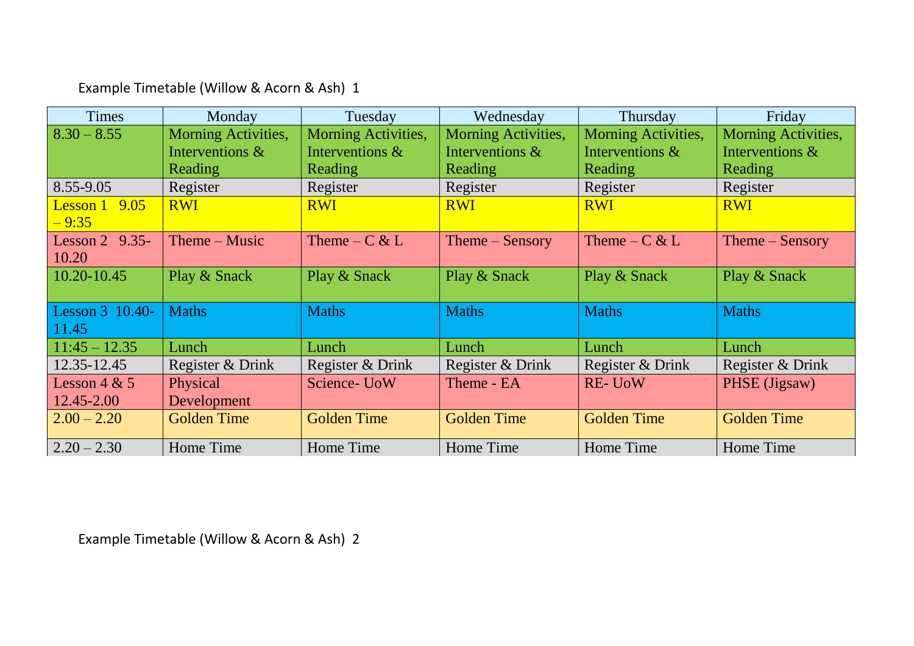Example Timetable (Willow & Acorn & Ash) 1

| Times | Monday | Tuesday | Wednesday | Thursday | Friday |
|---|---|---|---|---|---|
| 8.30 – 8.55 | Morning Activities, Interventions & Reading | Morning Activities, Interventions & Reading | Morning Activities, Interventions & Reading | Morning Activities, Interventions & Reading | Morning Activities, Interventions & Reading |
| 8.55-9.05 | Register | Register | Register | Register | Register |
| Lesson 1 9.05 – 9:35 | RWI | RWI | RWI | RWI | RWI |
| Lesson 2 9.35-10.20 | Theme – Music | Theme – C & L | Theme – Sensory | Theme – C & L | Theme – Sensory |
| 10.20-10.45 | Play & Snack | Play & Snack | Play & Snack | Play & Snack | Play & Snack |
| Lesson 3 10.40-11.45 | Maths | Maths | Maths | Maths | Maths |
| 11:45 – 12.35 | Lunch | Lunch | Lunch | Lunch | Lunch |
| 12.35-12.45 | Register & Drink | Register & Drink | Register & Drink | Register & Drink | Register & Drink |
| Lesson 4 & 5 12.45-2.00 | Physical Development | Science- UoW | Theme - EA | RE- UoW | PHSE (Jigsaw) |
| 2.00 – 2.20 | Golden Time | Golden Time | Golden Time | Golden Time | Golden Time |
| 2.20 – 2.30 | Home Time | Home Time | Home Time | Home Time | Home Time |

Example Timetable (Willow & Acorn & Ash) 2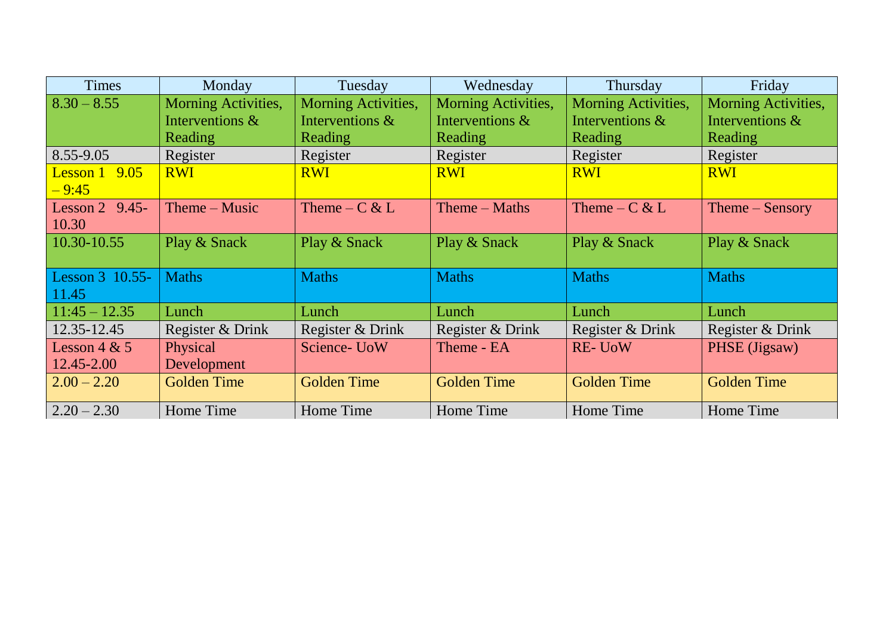| Times | Monday | Tuesday | Wednesday | Thursday | Friday |
| --- | --- | --- | --- | --- | --- |
| 8.30 – 8.55 | Morning Activities, Interventions & Reading | Morning Activities, Interventions & Reading | Morning Activities, Interventions & Reading | Morning Activities, Interventions & Reading | Morning Activities, Interventions & Reading |
| 8.55-9.05 | Register | Register | Register | Register | Register |
| Lesson 1 9.05 – 9:45 | RWI | RWI | RWI | RWI | RWI |
| Lesson 2 9.45-10.30 | Theme – Music | Theme – C & L | Theme – Maths | Theme – C & L | Theme – Sensory |
| 10.30-10.55 | Play & Snack | Play & Snack | Play & Snack | Play & Snack | Play & Snack |
| Lesson 3 10.55-11.45 | Maths | Maths | Maths | Maths | Maths |
| 11:45 – 12.35 | Lunch | Lunch | Lunch | Lunch | Lunch |
| 12.35-12.45 | Register & Drink | Register & Drink | Register & Drink | Register & Drink | Register & Drink |
| Lesson 4 & 5 12.45-2.00 | Physical Development | Science- UoW | Theme - EA | RE- UoW | PHSE (Jigsaw) |
| 2.00 – 2.20 | Golden Time | Golden Time | Golden Time | Golden Time | Golden Time |
| 2.20 – 2.30 | Home Time | Home Time | Home Time | Home Time | Home Time |